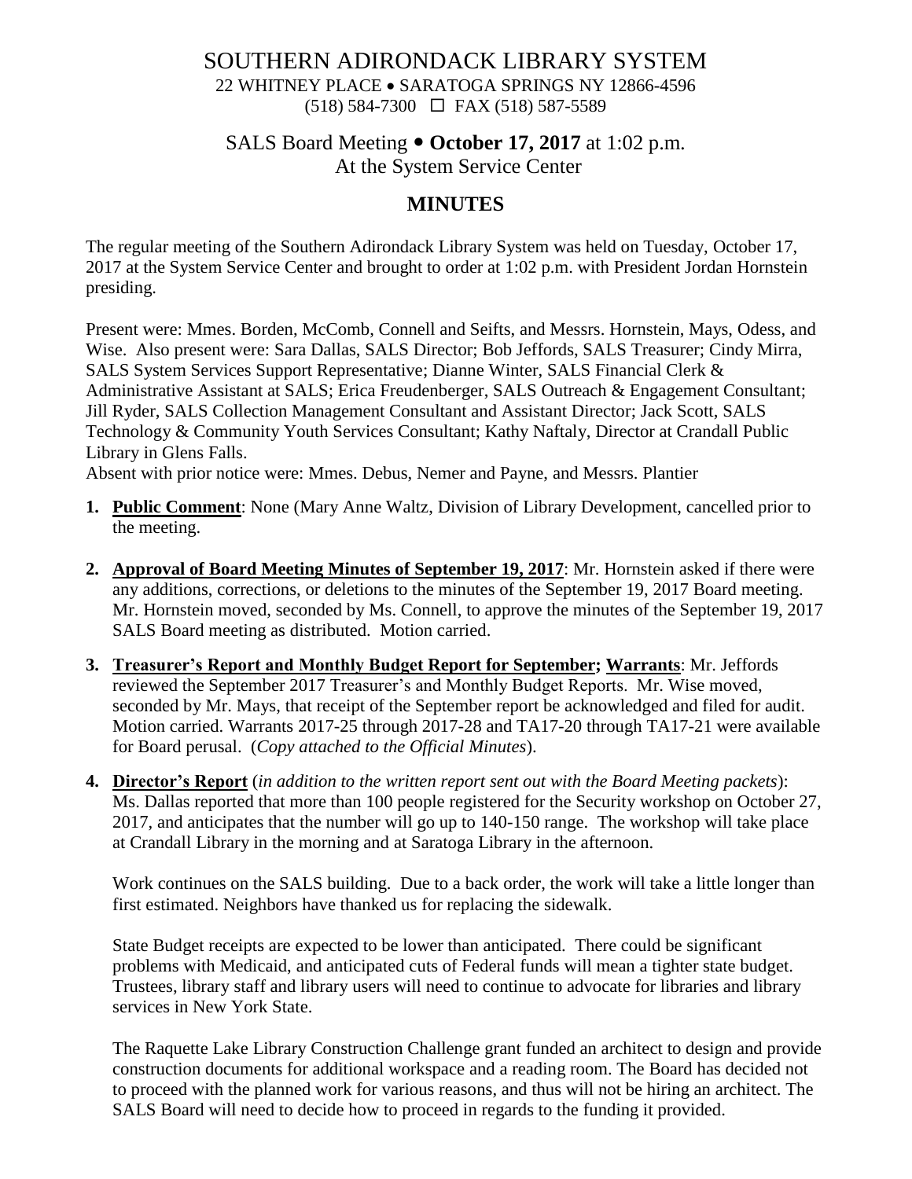# SOUTHERN ADIRONDACK LIBRARY SYSTEM

22 WHITNEY PLACE • SARATOGA SPRINGS NY 12866-4596
(518) 584-7300 ☐ FAX (518) 587-5589

## SALS Board Meeting • **October 17, 2017** at 1:02 p.m.
## At the System Service Center

## **MINUTES**

The regular meeting of the Southern Adirondack Library System was held on Tuesday, October 17, 2017 at the System Service Center and brought to order at 1:02 p.m. with President Jordan Hornstein presiding.

Present were: Mmes. Borden, McComb, Connell and Seifts, and Messrs. Hornstein, Mays, Odess, and Wise. Also present were: Sara Dallas, SALS Director; Bob Jeffords, SALS Treasurer; Cindy Mirra, SALS System Services Support Representative; Dianne Winter, SALS Financial Clerk & Administrative Assistant at SALS; Erica Freudenberger, SALS Outreach & Engagement Consultant; Jill Ryder, SALS Collection Management Consultant and Assistant Director; Jack Scott, SALS Technology & Community Youth Services Consultant; Kathy Naftaly, Director at Crandall Public Library in Glens Falls.

Absent with prior notice were: Mmes. Debus, Nemer and Payne, and Messrs. Plantier

1. **Public Comment**: None (Mary Anne Waltz, Division of Library Development, cancelled prior to the meeting.

2. **Approval of Board Meeting Minutes of September 19, 2017**: Mr. Hornstein asked if there were any additions, corrections, or deletions to the minutes of the September 19, 2017 Board meeting. Mr. Hornstein moved, seconded by Ms. Connell, to approve the minutes of the September 19, 2017 SALS Board meeting as distributed. Motion carried.

3. **Treasurer's Report and Monthly Budget Report for September; Warrants**: Mr. Jeffords reviewed the September 2017 Treasurer's and Monthly Budget Reports. Mr. Wise moved, seconded by Mr. Mays, that receipt of the September report be acknowledged and filed for audit. Motion carried. Warrants 2017-25 through 2017-28 and TA17-20 through TA17-21 were available for Board perusal. (*Copy attached to the Official Minutes*).

4. **Director's Report** (*in addition to the written report sent out with the Board Meeting packets*): Ms. Dallas reported that more than 100 people registered for the Security workshop on October 27, 2017, and anticipates that the number will go up to 140-150 range. The workshop will take place at Crandall Library in the morning and at Saratoga Library in the afternoon.

   Work continues on the SALS building. Due to a back order, the work will take a little longer than first estimated. Neighbors have thanked us for replacing the sidewalk.

   State Budget receipts are expected to be lower than anticipated. There could be significant problems with Medicaid, and anticipated cuts of Federal funds will mean a tighter state budget. Trustees, library staff and library users will need to continue to advocate for libraries and library services in New York State.

   The Raquette Lake Library Construction Challenge grant funded an architect to design and provide construction documents for additional workspace and a reading room. The Board has decided not to proceed with the planned work for various reasons, and thus will not be hiring an architect. The SALS Board will need to decide how to proceed in regards to the funding it provided.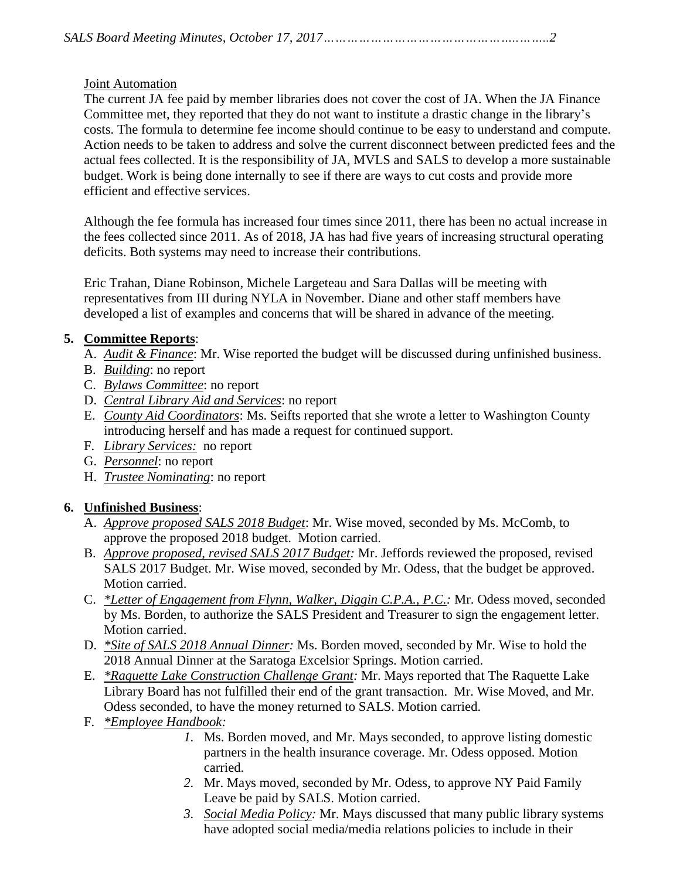Joint Automation

The current JA fee paid by member libraries does not cover the cost of JA. When the JA Finance Committee met, they reported that they do not want to institute a drastic change in the library's costs. The formula to determine fee income should continue to be easy to understand and compute. Action needs to be taken to address and solve the current disconnect between predicted fees and the actual fees collected. It is the responsibility of JA, MVLS and SALS to develop a more sustainable budget. Work is being done internally to see if there are ways to cut costs and provide more efficient and effective services.

Although the fee formula has increased four times since 2011, there has been no actual increase in the fees collected since 2011. As of 2018, JA has had five years of increasing structural operating deficits. Both systems may need to increase their contributions.

Eric Trahan, Diane Robinson, Michele Largeteau and Sara Dallas will be meeting with representatives from III during NYLA in November. Diane and other staff members have developed a list of examples and concerns that will be shared in advance of the meeting.

**5. Committee Reports**:

A. *Audit & Finance*: Mr. Wise reported the budget will be discussed during unfinished business.
B. *Building*: no report
C. *Bylaws Committee*: no report
D. *Central Library Aid and Services*: no report
E. *County Aid Coordinators*: Ms. Seifts reported that she wrote a letter to Washington County introducing herself and has made a request for continued support.
F. *Library Services:* no report
G. *Personnel*: no report
H. *Trustee Nominating*: no report

**6. Unfinished Business**:

A. *Approve proposed SALS 2018 Budget*: Mr. Wise moved, seconded by Ms. McComb, to approve the proposed 2018 budget. Motion carried.
B. *Approve proposed, revised SALS 2017 Budget:* Mr. Jeffords reviewed the proposed, revised SALS 2017 Budget. Mr. Wise moved, seconded by Mr. Odess, that the budget be approved. Motion carried.
C. *\*Letter of Engagement from Flynn, Walker, Diggin C.P.A., P.C.:* Mr. Odess moved, seconded by Ms. Borden, to authorize the SALS President and Treasurer to sign the engagement letter. Motion carried.
D. *\*Site of SALS 2018 Annual Dinner:* Ms. Borden moved, seconded by Mr. Wise to hold the 2018 Annual Dinner at the Saratoga Excelsior Springs. Motion carried.
E. *\*Raquette Lake Construction Challenge Grant:* Mr. Mays reported that The Raquette Lake Library Board has not fulfilled their end of the grant transaction. Mr. Wise Moved, and Mr. Odess seconded, to have the money returned to SALS. Motion carried.
F. *\*Employee Handbook:*
   1. Ms. Borden moved, and Mr. Mays seconded, to approve listing domestic partners in the health insurance coverage. Mr. Odess opposed. Motion carried.
   2. Mr. Mays moved, seconded by Mr. Odess, to approve NY Paid Family Leave be paid by SALS. Motion carried.
   3. *Social Media Policy:* Mr. Mays discussed that many public library systems have adopted social media/media relations policies to include in their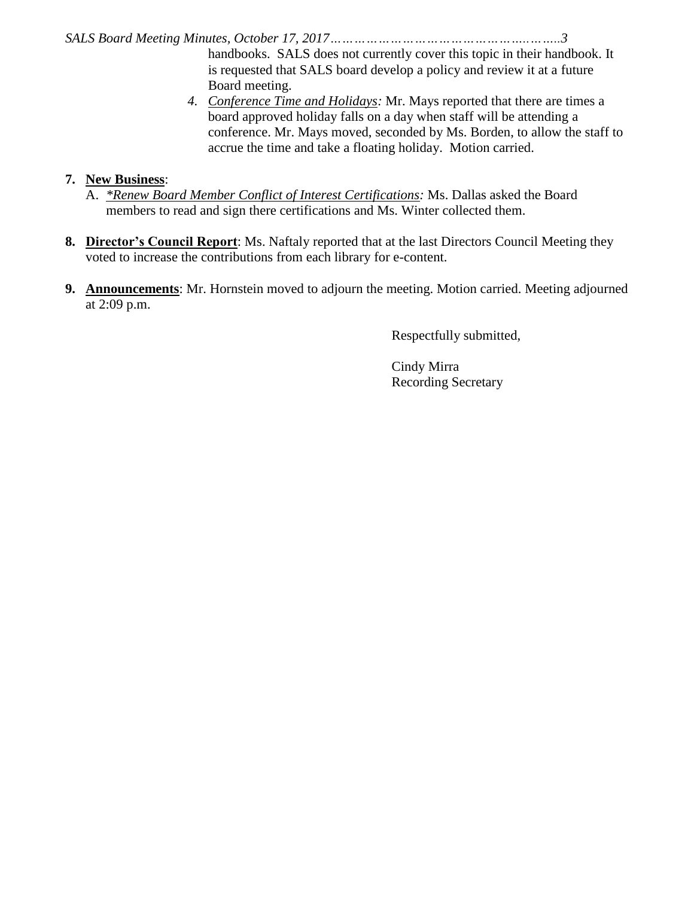handbooks. SALS does not currently cover this topic in their handbook. It is requested that SALS board develop a policy and review it at a future Board meeting.

4. *Conference Time and Holidays:* Mr. Mays reported that there are times a board approved holiday falls on a day when staff will be attending a conference. Mr. Mays moved, seconded by Ms. Borden, to allow the staff to accrue the time and take a floating holiday. Motion carried.

**7. New Business**:

A. *\*Renew Board Member Conflict of Interest Certifications:* Ms. Dallas asked the Board members to read and sign there certifications and Ms. Winter collected them.

**8. Director's Council Report**: Ms. Naftaly reported that at the last Directors Council Meeting they voted to increase the contributions from each library for e-content.

**9. Announcements**: Mr. Hornstein moved to adjourn the meeting. Motion carried. Meeting adjourned at 2:09 p.m.

Respectfully submitted,

Cindy Mirra
Recording Secretary